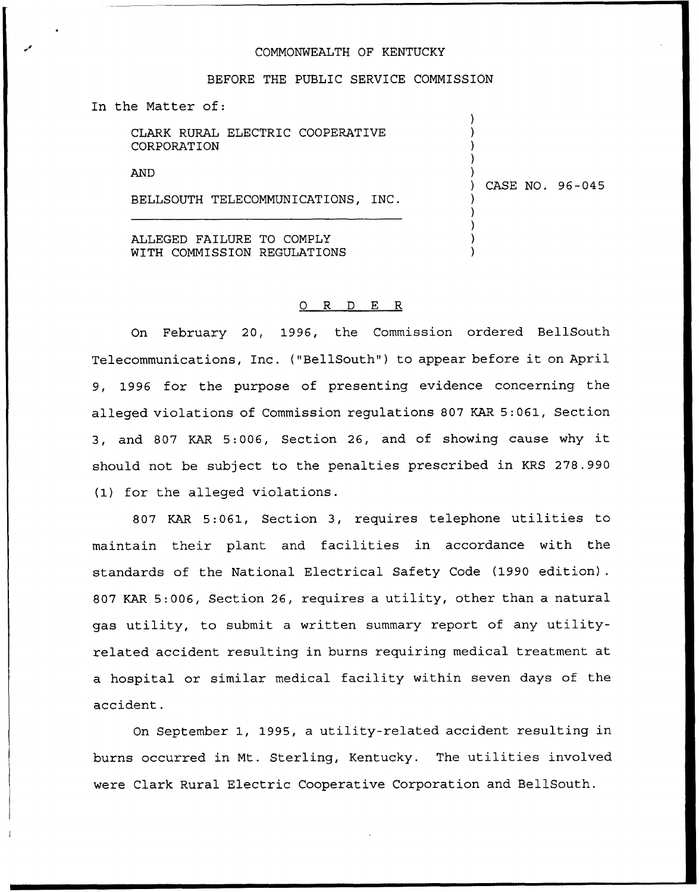COMMONWEALTH OF KENTUCKY

BEFORE THE PUBLIC SERVICE COMMISSION

In the Matter of:

CLARK RURAL ELECTRIC COOPERATIVE CORPORATION

AND

BELLSOUTH TELECOMMUNICATIONS, INC.

ALLEGED FAILURE TO COMPLY WITH COMMISSION REGULATIONS

) CASE NO. 96-045

O R D E R

On February 20, 1996, the Commission ordered BellSouth Telecommunications, Inc. ("BellSouth") to appear before it on April 9, 1996 for the purpose of presenting evidence concerning the alleged violations of Commission regulations 807 KAR 5:061, Section 3, and 807 KAR 5:006, Section 26, and of showing cause why it should not be subject to the penalties prescribed in KRS 278.990 (1) for the alleged violations.

807 KAR 5:061, Section 3, requires telephone utilities to maintain their plant and facilities in accordance with the standards of the National Electrical Safety Code (1990 edition). 807 KAR 5:006, Section 26, requires a utility, other than a natural gas utility, to submit a written summary report of any utility-related accident resulting in burns requiring medical treatment at a hospital or similar medical facility within seven days of the accident.

On September 1, 1995, a utility-related accident resulting in burns occurred in Mt. Sterling, Kentucky. The utilities involved were Clark Rural Electric Cooperative Corporation and BellSouth.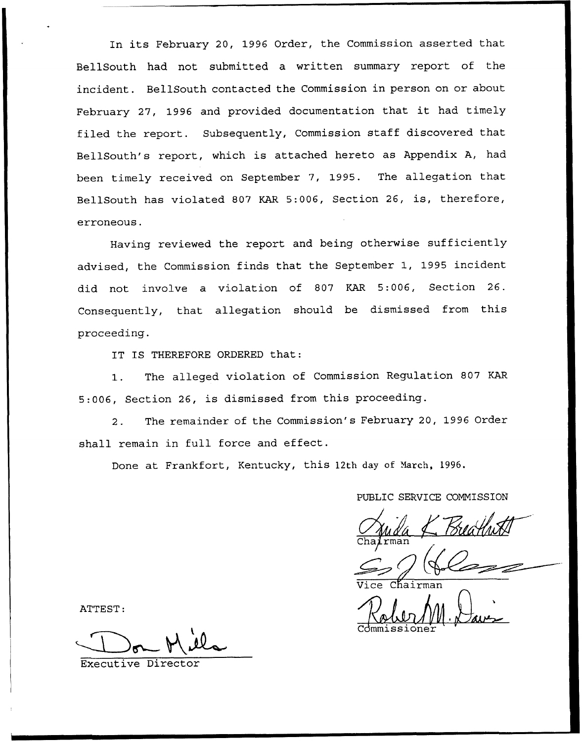In its February 20, 1996 Order, the Commission asserted that BellSouth had not submitted a written summary report of the incident. BellSouth contacted the Commission in person on or about February 27, 1996 and provided documentation that it had timely filed the report. Subsequently, Commission staff discovered that BellSouth's report, which is attached hereto as Appendix A, had been timely received on September 7, 1995. The allegation that BellSouth has violated 807 KAR 5:006, Section 26, is, therefore, erroneous.

Having reviewed the report and being otherwise sufficiently advised, the Commission finds that the September 1, 1995 incident did not involve a violation of 807 KAR 5:006, Section 26. Consequently, that allegation should be dismissed from this proceeding.

IT IS THEREFORE ORDERED that:

1. The alleged violation of Commission Regulation 807 KAR 5:006, Section 26, is dismissed from this proceeding.

2. The remainder of the Commission's February 20, 1996 Order shall remain in full force and effect.

Done at Frankfort, Kentucky, this 12th day of March, 1996.

PUBLIC SERVICE COMMISSION

Chairman

Vice Chairman

Commissioner

ATTEST:

Executive Director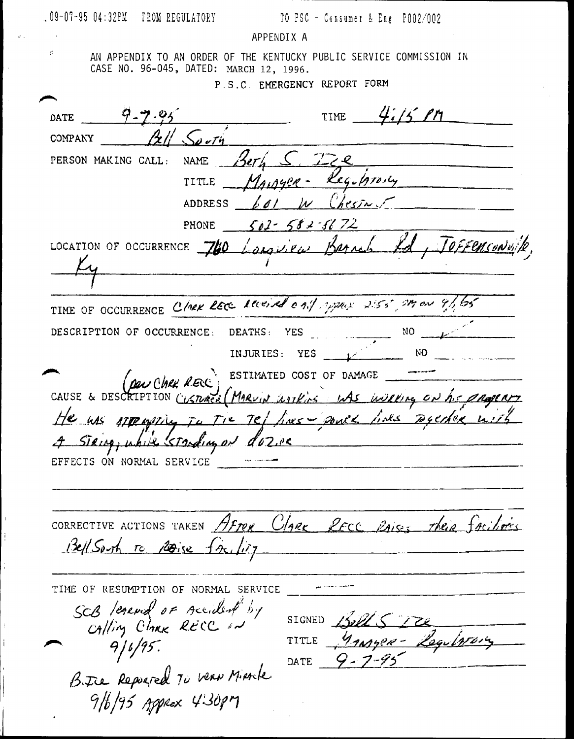09-07-95 04:32PM FROM REGULATORY TO PSC - Consumer & Eng P002/002

APPENDIX A

AN APPENDIX TO AN ORDER OF THE KENTUCKY PUBLIC SERVICE COMMISSION IN CASE NO. 96-045, DATED: MARCH 12, 1996.

P.S.C. EMERGENCY REPORT FORM

DATE 9-7-95 TIME 4:15 PM

COMPANY Bell South

PERSON MAKING CALL: NAME Beth S. Ice

TITLE Manager - Regulatory

ADDRESS 601 W Chestnut

PHONE 502-582-5672

LOCATION OF OCCURRENCE 760 Longview Branch Rd, Jeffersonville, Ky

TIME OF OCCURRENCE Clark RECC received call approx 2:55 pm on 9/6/95

DESCRIPTION OF OCCURRENCE: DEATHS: YES ____ NO ✓

INJURIES: YES ✓ NO ____

ESTIMATED COST OF DAMAGE ——

CAUSE & DESCRIPTION (per Clark RECC) Customer (Marvin Watkins was working on his property. He was attempting to tie tel lines ~ power lines together with a string, while standing on dozer

EFFECTS ON NORMAL SERVICE ——

CORRECTIVE ACTIONS TAKEN After Clark RECC raises their facilities BellSouth to raise facility

TIME OF RESUMPTION OF NORMAL SERVICE ——

SCB learned of accident by calling Clark RECC on 9/6/95.

B. Ice Reported to Vern Miracle 9/6/95 Approx 4:30pm

SIGNED Beth S Ice

TITLE Manager - Regulatory

DATE 9-7-95